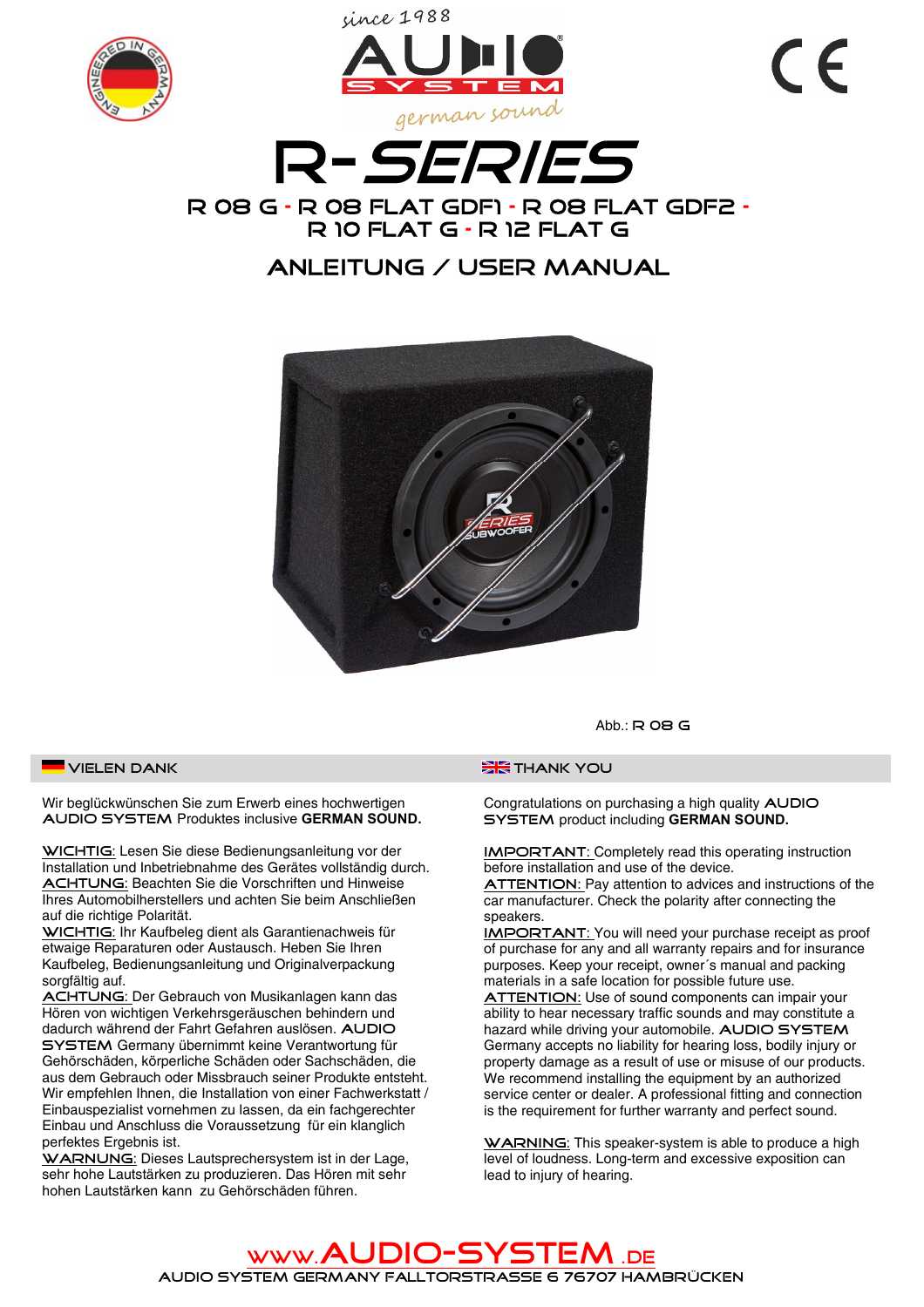since 1988

AUDIO SYSTEM

german sound

# R-SERIES

## R 08 G - R 08 FLAT GDF1 - R 08 FLAT GDF2 - R 10 FLAT G - R 12 FLAT G

## ANLEITUNG / USER MANUAL

Abb.: R 08 G

### VIELEN DANK

Wir beglückwünschen Sie zum Erwerb eines hochwertigen AUDIO SYSTEM Produktes inclusive **GERMAN SOUND.**

WICHTIG: Lesen Sie diese Bedienungsanleitung vor der Installation und Inbetriebnahme des Gerätes vollständig durch.
ACHTUNG: Beachten Sie die Vorschriften und Hinweise Ihres Automobilherstellers und achten Sie beim Anschließen auf die richtige Polarität.
WICHTIG: Ihr Kaufbeleg dient als Garantienachweis für etwaige Reparaturen oder Austausch. Heben Sie Ihren Kaufbeleg, Bedienungsanleitung und Originalverpackung sorgfältig auf.
ACHTUNG: Der Gebrauch von Musikanlagen kann das Hören von wichtigen Verkehrsgeräuschen behindern und dadurch während der Fahrt Gefahren auslösen. AUDIO SYSTEM Germany übernimmt keine Verantwortung für Gehörschäden, körperliche Schäden oder Sachschäden, die aus dem Gebrauch oder Missbrauch seiner Produkte entsteht. Wir empfehlen Ihnen, die Installation von einer Fachwerkstatt / Einbauspezialist vornehmen zu lassen, da ein fachgerechter Einbau und Anschluss die Voraussetzung für ein klanglich perfektes Ergebnis ist.
WARNUNG: Dieses Lautsprechersystem ist in der Lage, sehr hohe Lautstärken zu produzieren. Das Hören mit sehr hohen Lautstärken kann zu Gehörschäden führen.

### THANK YOU

Congratulations on purchasing a high quality AUDIO SYSTEM product including **GERMAN SOUND.**

IMPORTANT: Completely read this operating instruction before installation and use of the device.
ATTENTION: Pay attention to advices and instructions of the car manufacturer. Check the polarity after connecting the speakers.
IMPORTANT: You will need your purchase receipt as proof of purchase for any and all warranty repairs and for insurance purposes. Keep your receipt, owner´s manual and packing materials in a safe location for possible future use.
ATTENTION: Use of sound components can impair your ability to hear necessary traffic sounds and may constitute a hazard while driving your automobile. AUDIO SYSTEM Germany accepts no liability for hearing loss, bodily injury or property damage as a result of use or misuse of our products. We recommend installing the equipment by an authorized service center or dealer. A professional fitting and connection is the requirement for further warranty and perfect sound.

WARNING: This speaker-system is able to produce a high level of loudness. Long-term and excessive exposition can lead to injury of hearing.

WWW.AUDIO-SYSTEM.DE
AUDIO SYSTEM GERMANY FALLTORSTRASSE 6 76707 HAMBRÜCKEN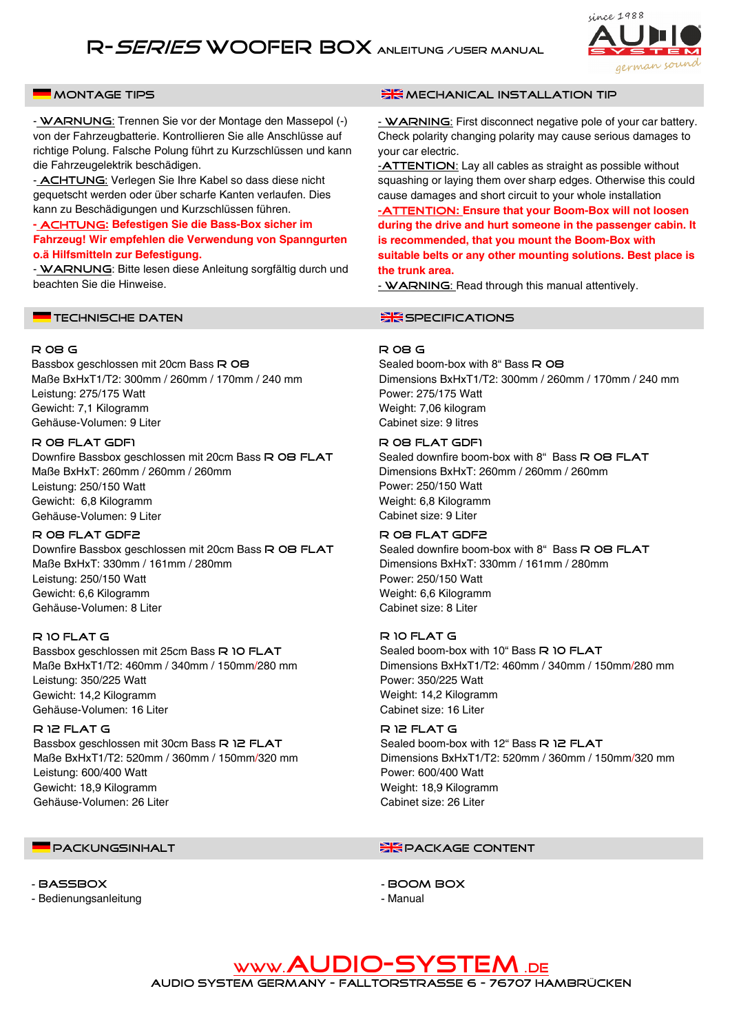# R-SERIES WOOFER BOX ANLEITUNG /USER MANUAL

## MONTAGE TIPS

- WARNUNG: Trennen Sie vor der Montage den Massepol (-) von der Fahrzeugbatterie. Kontrollieren Sie alle Anschlüsse auf richtige Polung. Falsche Polung führt zu Kurzschlüssen und kann die Fahrzeugelektrik beschädigen.
- ACHTUNG: Verlegen Sie Ihre Kabel so dass diese nicht gequetscht werden oder über scharfe Kanten verlaufen. Dies kann zu Beschädigungen und Kurzschlüssen führen.
- **ACHTUNG: Befestigen Sie die Bass-Box sicher im Fahrzeug! Wir empfehlen die Verwendung von Spanngurten o.ä Hilfsmitteln zur Befestigung.**
- WARNUNG: Bitte lesen diese Anleitung sorgfältig durch und beachten Sie die Hinweise.

## MECHANICAL INSTALLATION TIP

- WARNING: First disconnect negative pole of your car battery. Check polarity changing polarity may cause serious damages to your car electric.
- ATTENTION: Lay all cables as straight as possible without squashing or laying them over sharp edges. Otherwise this could cause damages and short circuit to your whole installation
- **ATTENTION: Ensure that your Boom-Box will not loosen during the drive and hurt someone in the passenger cabin. It is recommended, that you mount the Boom-Box with suitable belts or any other mounting solutions. Best place is the trunk area.**
- WARNING: Read through this manual attentively.

## TECHNISCHE DATEN

### R 08 G
Bassbox geschlossen mit 20cm Bass **R 08**
Maße BxHxT1/T2: 300mm / 260mm / 170mm / 240 mm
Leistung: 275/175 Watt
Gewicht: 7,1 Kilogramm
Gehäuse-Volumen: 9 Liter

### R 08 FLAT GDF1
Downfire Bassbox geschlossen mit 20cm Bass **R 08 FLAT**
Maße BxHxT: 260mm / 260mm / 260mm
Leistung: 250/150 Watt
Gewicht: 6,8 Kilogramm
Gehäuse-Volumen: 9 Liter

### R 08 FLAT GDF2
Downfire Bassbox geschlossen mit 20cm Bass **R 08 FLAT**
Maße BxHxT: 330mm / 161mm / 280mm
Leistung: 250/150 Watt
Gewicht: 6,6 Kilogramm
Gehäuse-Volumen: 8 Liter

### R 10 FLAT G
Bassbox geschlossen mit 25cm Bass **R 10 FLAT**
Maße BxHxT1/T2: 460mm / 340mm / 150mm/280 mm
Leistung: 350/225 Watt
Gewicht: 14,2 Kilogramm
Gehäuse-Volumen: 16 Liter

### R 12 FLAT G
Bassbox geschlossen mit 30cm Bass **R 12 FLAT**
Maße BxHxT1/T2: 520mm / 360mm / 150mm/320 mm
Leistung: 600/400 Watt
Gewicht: 18,9 Kilogramm
Gehäuse-Volumen: 26 Liter

## SPECIFICATIONS

### R 08 G
Sealed boom-box with 8" Bass **R 08**
Dimensions BxHxT1/T2: 300mm / 260mm / 170mm / 240 mm
Power: 275/175 Watt
Weight: 7,06 kilogram
Cabinet size: 9 litres

### R 08 FLAT GDF1
Sealed downfire boom-box with 8" Bass **R 08 FLAT**
Dimensions BxHxT: 260mm / 260mm / 260mm
Power: 250/150 Watt
Weight: 6,8 Kilogramm
Cabinet size: 9 Liter

### R 08 FLAT GDF2
Sealed downfire boom-box with 8" Bass **R 08 FLAT**
Dimensions BxHxT: 330mm / 161mm / 280mm
Power: 250/150 Watt
Weight: 6,6 Kilogramm
Cabinet size: 8 Liter

### R 10 FLAT G
Sealed boom-box with 10" Bass **R 10 FLAT**
Dimensions BxHxT1/T2: 460mm / 340mm / 150mm/280 mm
Power: 350/225 Watt
Weight: 14,2 Kilogramm
Cabinet size: 16 Liter

### R 12 FLAT G
Sealed boom-box with 12" Bass **R 12 FLAT**
Dimensions BxHxT1/T2: 520mm / 360mm / 150mm/320 mm
Power: 600/400 Watt
Weight: 18,9 Kilogramm
Cabinet size: 26 Liter

## PACKUNGSINHALT

- BASSBOX
- Bedienungsanleitung

## PACKAGE CONTENT

- BOOM BOX
- Manual

WWW.AUDIO-SYSTEM.DE
AUDIO SYSTEM GERMANY - FALLTORSTRASSE 6 - 76707 HAMBRÜCKEN